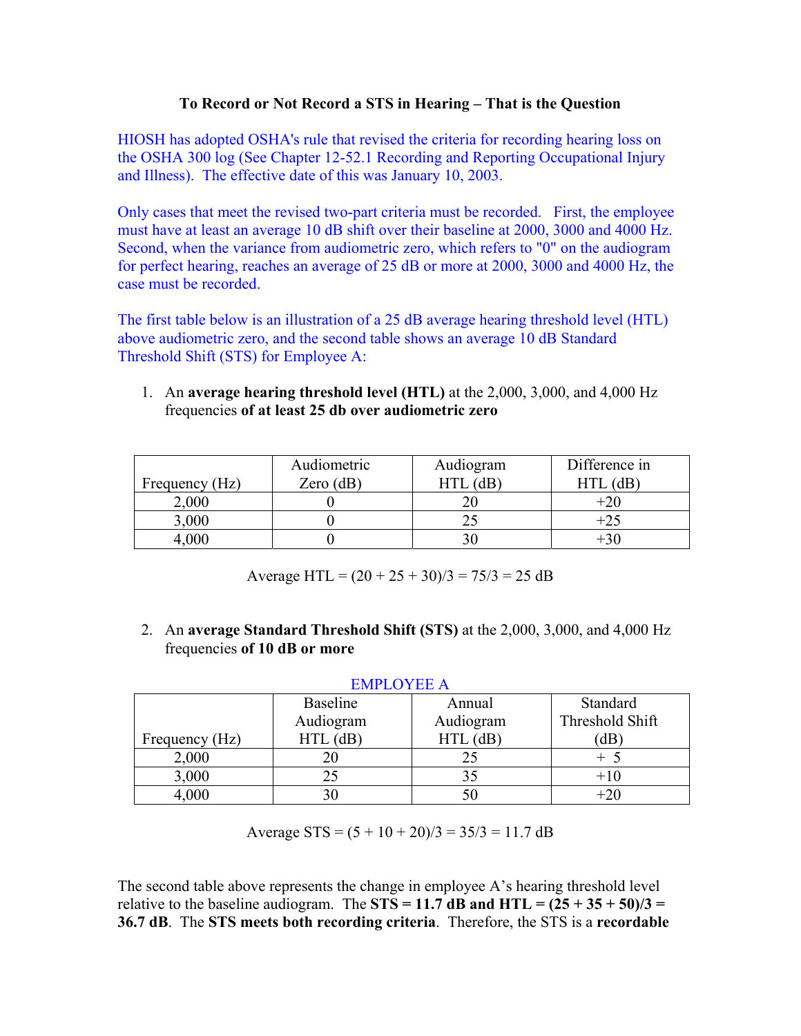# To Record or Not Record a STS in Hearing – That is the Question

HIOSH has adopted OSHA's rule that revised the criteria for recording hearing loss on the OSHA 300 log (See Chapter 12-52.1 Recording and Reporting Occupational Injury and Illness). The effective date of this was January 10, 2003.

Only cases that meet the revised two-part criteria must be recorded. First, the employee must have at least an average 10 dB shift over their baseline at 2000, 3000 and 4000 Hz. Second, when the variance from audiometric zero, which refers to "0" on the audiogram for perfect hearing, reaches an average of 25 dB or more at 2000, 3000 and 4000 Hz, the case must be recorded.

The first table below is an illustration of a 25 dB average hearing threshold level (HTL) above audiometric zero, and the second table shows an average 10 dB Standard Threshold Shift (STS) for Employee A:

1. An **average hearing threshold level (HTL)** at the 2,000, 3,000, and 4,000 Hz frequencies **of at least 25 db over audiometric zero**

| Frequency (Hz) | Audiometric Zero (dB) | Audiogram HTL (dB) | Difference in HTL (dB) |
|---|---|---|---|
| 2,000 | 0 | 20 | +20 |
| 3,000 | 0 | 25 | +25 |
| 4,000 | 0 | 30 | +30 |

Average HTL = (20 + 25 + 30)/3 = 75/3 = 25 dB

2. An **average Standard Threshold Shift (STS)** at the 2,000, 3,000, and 4,000 Hz frequencies **of 10 dB or more**

EMPLOYEE A

| Frequency (Hz) | Baseline Audiogram HTL (dB) | Annual Audiogram HTL (dB) | Standard Threshold Shift (dB) |
|---|---|---|---|
| 2,000 | 20 | 25 | + 5 |
| 3,000 | 25 | 35 | +10 |
| 4,000 | 30 | 50 | +20 |

Average STS = (5 + 10 + 20)/3 = 35/3 = 11.7 dB

The second table above represents the change in employee A's hearing threshold level relative to the baseline audiogram. The **STS = 11.7 dB and HTL = (25 + 35 + 50)/3 = 36.7 dB**. The **STS meets both recording criteria**. Therefore, the STS is a **recordable**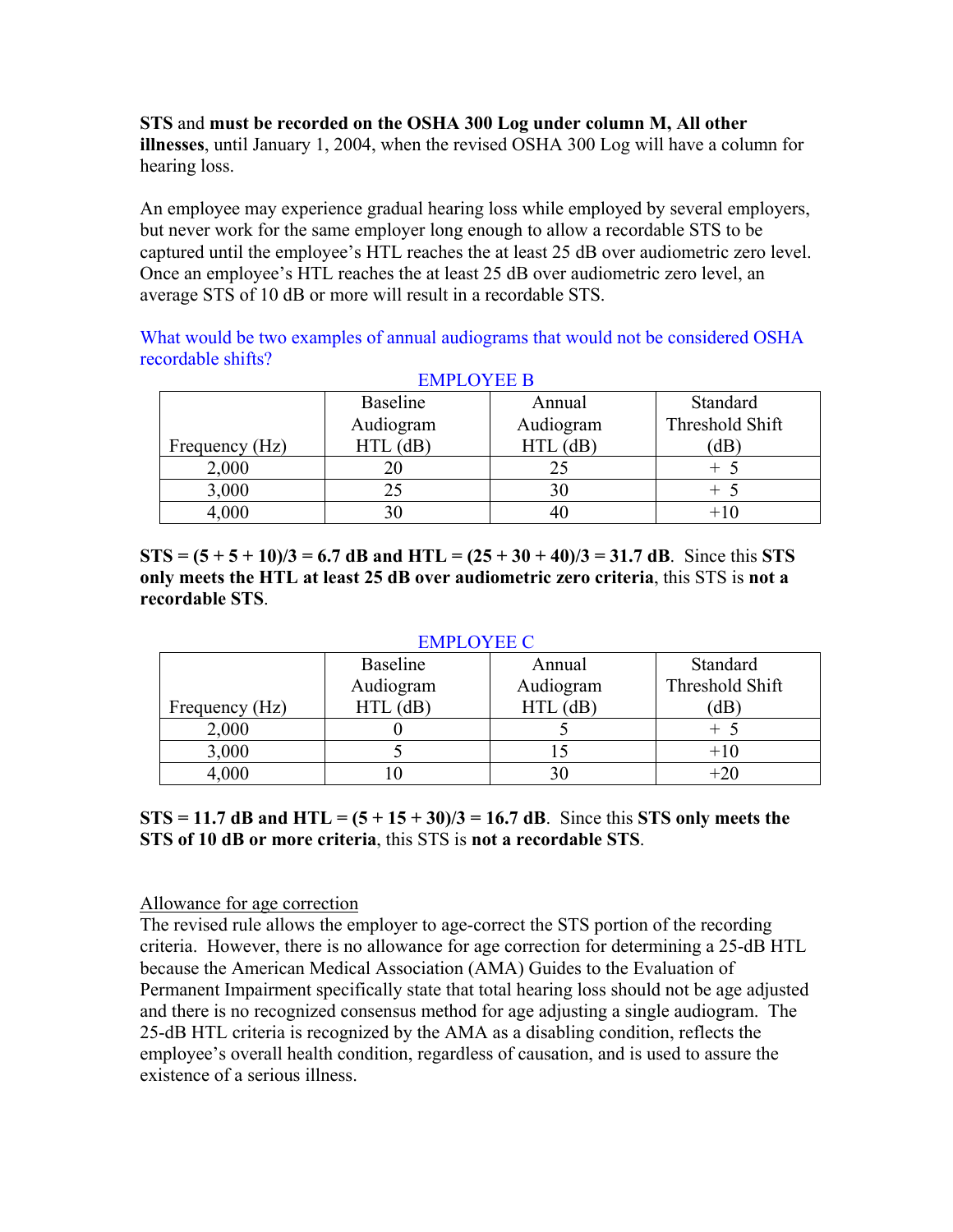**STS** and **must be recorded on the OSHA 300 Log under column M, All other illnesses**, until January 1, 2004, when the revised OSHA 300 Log will have a column for hearing loss.

An employee may experience gradual hearing loss while employed by several employers, but never work for the same employer long enough to allow a recordable STS to be captured until the employee's HTL reaches the at least 25 dB over audiometric zero level. Once an employee's HTL reaches the at least 25 dB over audiometric zero level, an average STS of 10 dB or more will result in a recordable STS.

What would be two examples of annual audiograms that would not be considered OSHA recordable shifts?

EMPLOYEE B

| Frequency (Hz) | Baseline Audiogram HTL (dB) | Annual Audiogram HTL (dB) | Standard Threshold Shift (dB) |
|---|---|---|---|
| 2,000 | 20 | 25 | + 5 |
| 3,000 | 25 | 30 | + 5 |
| 4,000 | 30 | 40 | +10 |

**STS = (5 + 5 + 10)/3 = 6.7 dB and HTL = (25 + 30 + 40)/3 = 31.7 dB**. Since this **STS only meets the HTL at least 25 dB over audiometric zero criteria**, this STS is **not a recordable STS**.

EMPLOYEE C

| Frequency (Hz) | Baseline Audiogram HTL (dB) | Annual Audiogram HTL (dB) | Standard Threshold Shift (dB) |
|---|---|---|---|
| 2,000 | 0 | 5 | + 5 |
| 3,000 | 5 | 15 | +10 |
| 4,000 | 10 | 30 | +20 |

**STS = 11.7 dB and HTL = (5 + 15 + 30)/3 = 16.7 dB**. Since this **STS only meets the STS of 10 dB or more criteria**, this STS is **not a recordable STS**.

Allowance for age correction

The revised rule allows the employer to age-correct the STS portion of the recording criteria. However, there is no allowance for age correction for determining a 25-dB HTL because the American Medical Association (AMA) Guides to the Evaluation of Permanent Impairment specifically state that total hearing loss should not be age adjusted and there is no recognized consensus method for age adjusting a single audiogram. The 25-dB HTL criteria is recognized by the AMA as a disabling condition, reflects the employee's overall health condition, regardless of causation, and is used to assure the existence of a serious illness.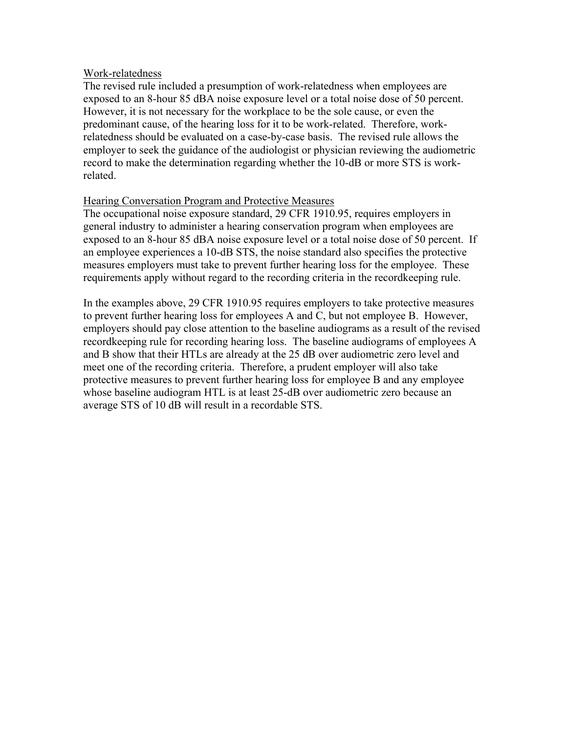<u>Work-relatedness</u>

The revised rule included a presumption of work-relatedness when employees are exposed to an 8-hour 85 dBA noise exposure level or a total noise dose of 50 percent. However, it is not necessary for the workplace to be the sole cause, or even the predominant cause, of the hearing loss for it to be work-related. Therefore, work-relatedness should be evaluated on a case-by-case basis. The revised rule allows the employer to seek the guidance of the audiologist or physician reviewing the audiometric record to make the determination regarding whether the 10-dB or more STS is work-related.

<u>Hearing Conversation Program and Protective Measures</u>

The occupational noise exposure standard, 29 CFR 1910.95, requires employers in general industry to administer a hearing conservation program when employees are exposed to an 8-hour 85 dBA noise exposure level or a total noise dose of 50 percent. If an employee experiences a 10-dB STS, the noise standard also specifies the protective measures employers must take to prevent further hearing loss for the employee. These requirements apply without regard to the recording criteria in the recordkeeping rule.

In the examples above, 29 CFR 1910.95 requires employers to take protective measures to prevent further hearing loss for employees A and C, but not employee B. However, employers should pay close attention to the baseline audiograms as a result of the revised recordkeeping rule for recording hearing loss. The baseline audiograms of employees A and B show that their HTLs are already at the 25 dB over audiometric zero level and meet one of the recording criteria. Therefore, a prudent employer will also take protective measures to prevent further hearing loss for employee B and any employee whose baseline audiogram HTL is at least 25-dB over audiometric zero because an average STS of 10 dB will result in a recordable STS.